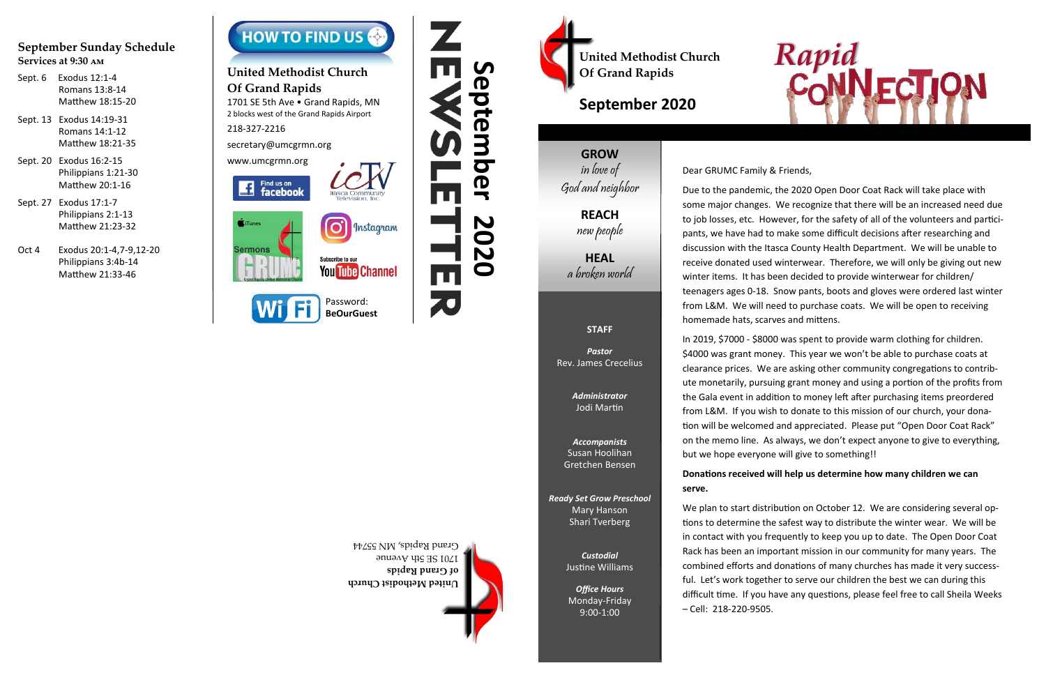## September Sunday Schedule

**Services at 9:30 AM**

- Sept. 6 — Exodus 12:1-4; Romans 13:8-14; Matthew 18:15-20
- Sept. 13 — Exodus 14:19-31; Romans 14:1-12; Matthew 18:21-35
- Sept. 20 — Exodus 16:2-15; Philippians 1:21-30; Matthew 20:1-16
- Sept. 27 — Exodus 17:1-7; Philippians 2:1-13; Matthew 21:23-32
- Oct 4 — Exodus 20:1-4,7-9,12-20; Philippians 3:4b-14; Matthew 21:33-46

## HOW TO FIND US

**United Methodist Church Of Grand Rapids**

1701 SE 5th Ave • Grand Rapids, MN

2 blocks west of the Grand Rapids Airport

218-327-2216

secretary@umcgrmn.org

www.umcgrmn.org

Find us on facebook

icTV Itasca Community Television, Inc.

iTunes Sermons GRUMC

Instagram

Subscribe to our YouTube Channel

WiFi Password: **BeOurGuest**

# NEWSLETTER September 2020

United Methodist Church
of Grand Rapids
1701 SE 5th Avenue
Grand Rapids, MN 55744

---

# United Methodist Church Of Grand Rapids

## September 2020

# Rapid CONNECTION

**GROW**
*in love of God and neighbor*

**REACH**
*new people*

**HEAL**
*a broken world*

**STAFF**

*Pastor*
Rev. James Crecelius

*Administrator*
Jodi Martin

*Accompanists*
Susan Hoolihan
Gretchen Bensen

*Ready Set Grow Preschool*
Mary Hanson
Shari Tverberg

*Custodial*
Justine Williams

*Office Hours*
Monday-Friday
9:00-1:00

Dear GRUMC Family & Friends,

Due to the pandemic, the 2020 Open Door Coat Rack will take place with some major changes. We recognize that there will be an increased need due to job losses, etc. However, for the safety of all of the volunteers and participants, we have had to make some difficult decisions after researching and discussion with the Itasca County Health Department. We will be unable to receive donated used winterwear. Therefore, we will only be giving out new winter items. It has been decided to provide winterwear for children/teenagers ages 0-18. Snow pants, boots and gloves were ordered last winter from L&M. We will need to purchase coats. We will be open to receiving homemade hats, scarves and mittens.

In 2019, $7000 - $8000 was spent to provide warm clothing for children. $4000 was grant money. This year we won't be able to purchase coats at clearance prices. We are asking other community congregations to contribute monetarily, pursuing grant money and using a portion of the profits from the Gala event in addition to money left after purchasing items preordered from L&M. If you wish to donate to this mission of our church, your donation will be welcomed and appreciated. Please put "Open Door Coat Rack" on the memo line. As always, we don't expect anyone to give to everything, but we hope everyone will give to something!!

**Donations received will help us determine how many children we can serve.**

We plan to start distribution on October 12. We are considering several options to determine the safest way to distribute the winter wear. We will be in contact with you frequently to keep you up to date. The Open Door Coat Rack has been an important mission in our community for many years. The combined efforts and donations of many churches has made it very successful. Let's work together to serve our children the best we can during this difficult time. If you have any questions, please feel free to call Sheila Weeks – Cell: 218-220-9505.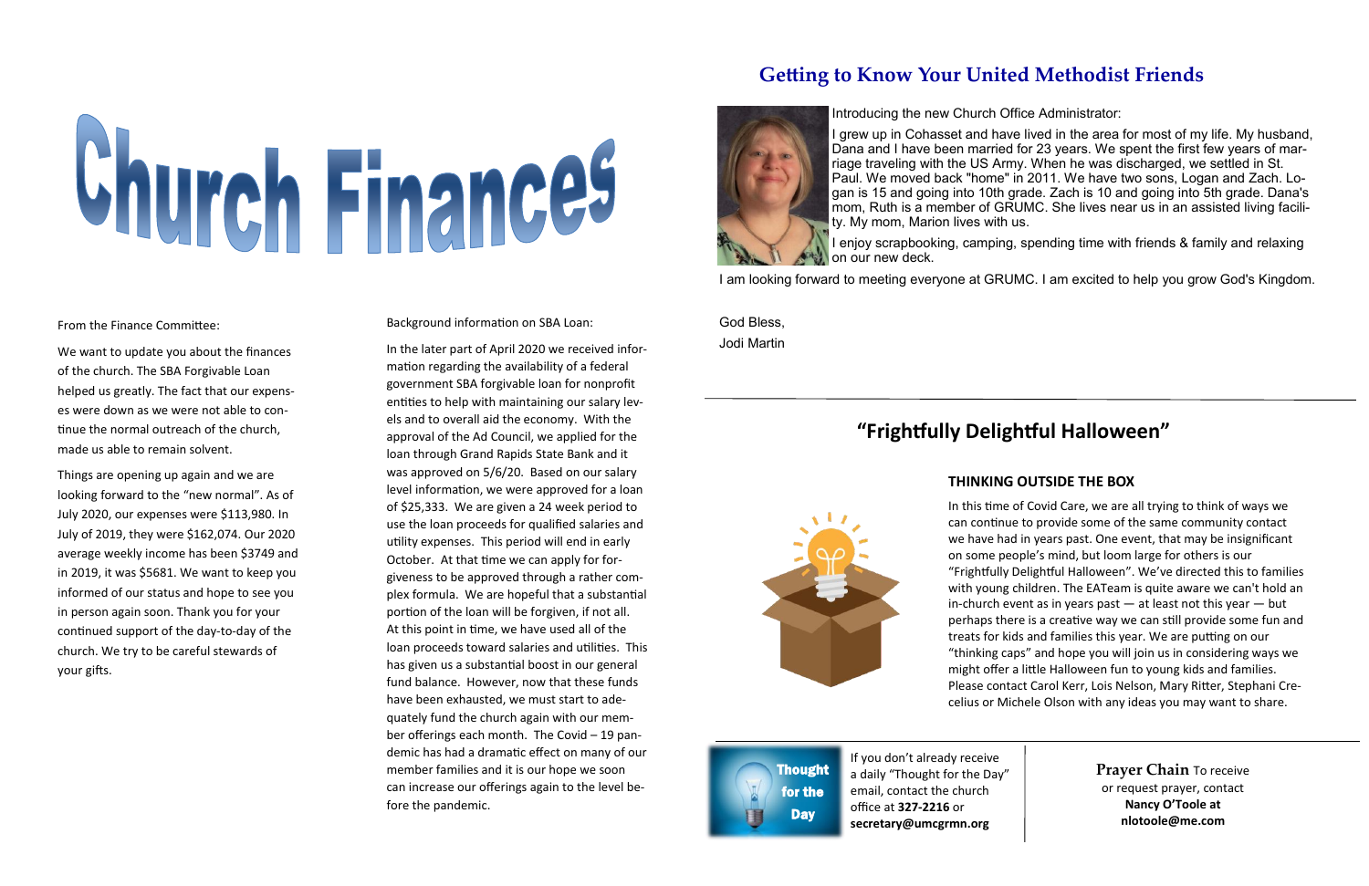# Church Finances

From the Finance Committee:

We want to update you about the finances of the church. The SBA Forgivable Loan helped us greatly. The fact that our expenses were down as we were not able to continue the normal outreach of the church, made us able to remain solvent.

Things are opening up again and we are looking forward to the "new normal". As of July 2020, our expenses were $113,980. In July of 2019, they were $162,074. Our 2020 average weekly income has been $3749 and in 2019, it was $5681. We want to keep you informed of our status and hope to see you in person again soon. Thank you for your continued support of the day-to-day of the church. We try to be careful stewards of your gifts.

Background information on SBA Loan:

In the later part of April 2020 we received information regarding the availability of a federal government SBA forgivable loan for nonprofit entities to help with maintaining our salary levels and to overall aid the economy. With the approval of the Ad Council, we applied for the loan through Grand Rapids State Bank and it was approved on 5/6/20. Based on our salary level information, we were approved for a loan of $25,333. We are given a 24 week period to use the loan proceeds for qualified salaries and utility expenses. This period will end in early October. At that time we can apply for forgiveness to be approved through a rather complex formula. We are hopeful that a substantial portion of the loan will be forgiven, if not all. At this point in time, we have used all of the loan proceeds toward salaries and utilities. This has given us a substantial boost in our general fund balance. However, now that these funds have been exhausted, we must start to adequately fund the church again with our member offerings each month. The Covid – 19 pandemic has had a dramatic effect on many of our member families and it is our hope we soon can increase our offerings again to the level before the pandemic.

## Getting to Know Your United Methodist Friends

Introducing the new Church Office Administrator:

I grew up in Cohasset and have lived in the area for most of my life. My husband, Dana and I have been married for 23 years. We spent the first few years of marriage traveling with the US Army. When he was discharged, we settled in St. Paul. We moved back "home" in 2011. We have two sons, Logan and Zach. Logan is 15 and going into 10th grade. Zach is 10 and going into 5th grade. Dana's mom, Ruth is a member of GRUMC. She lives near us in an assisted living facility. My mom, Marion lives with us.

I enjoy scrapbooking, camping, spending time with friends & family and relaxing on our new deck.

I am looking forward to meeting everyone at GRUMC. I am excited to help you grow God's Kingdom.

God Bless,
Jodi Martin

## "Frightfully Delightful Halloween"

### THINKING OUTSIDE THE BOX

In this time of Covid Care, we are all trying to think of ways we can continue to provide some of the same community contact we have had in years past. One event, that may be insignificant on some people's mind, but loom large for others is our "Frightfully Delightful Halloween". We've directed this to families with young children. The EATeam is quite aware we can't hold an in-church event as in years past — at least not this year — but perhaps there is a creative way we can still provide some fun and treats for kids and families this year. We are putting on our "thinking caps" and hope you will join us in considering ways we might offer a little Halloween fun to young kids and families. Please contact Carol Kerr, Lois Nelson, Mary Ritter, Stephani Crecelius or Michele Olson with any ideas you may want to share.

**Thought for the Day**

If you don't already receive a daily "Thought for the Day" email, contact the church office at **327-2216** or **secretary@umcgrmn.org**

**Prayer Chain** To receive or request prayer, contact **Nancy O'Toole at nlotoole@me.com**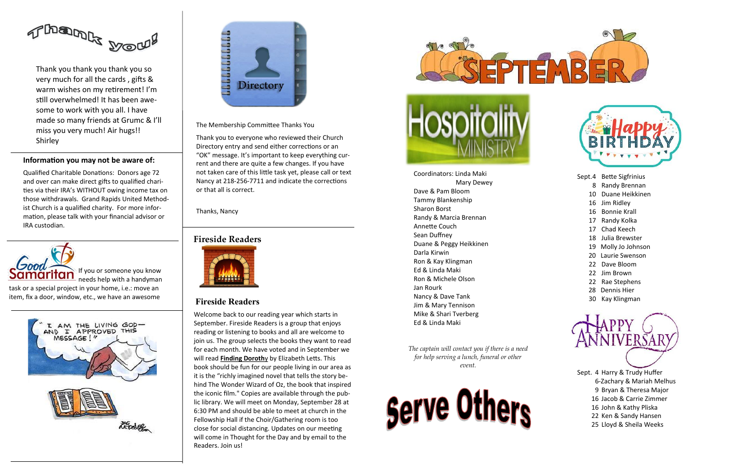# Thank you!

Thank you thank you thank you so very much for all the cards , gifts & warm wishes on my retirement! I'm still overwhelmed! It has been awesome to work with you all. I have made so many friends at Grumc & I'll miss you very much! Air hugs!!
Shirley

**Information you may not be aware of:**

Qualified Charitable Donations: Donors age 72 and over can make direct gifts to qualified charities via their IRA's WITHOUT owing income tax on those withdrawals. Grand Rapids United Methodist Church is a qualified charity. For more information, please talk with your financial advisor or IRA custodian.

Good Samaritan

If you or someone you know needs help with a handyman task or a special project in your home, i.e.: move an item, fix a door, window, etc., we have an awesome

Directory

The Membership Committee Thanks You

Thank you to everyone who reviewed their Church Directory entry and send either corrections or an "OK" message. It's important to keep everything current and there are quite a few changes. If you have not taken care of this little task yet, please call or text Nancy at 218-256-7711 and indicate the corrections or that all is correct.

Thanks, Nancy

## Fireside Readers

## Fireside Readers

Welcome back to our reading year which starts in September. Fireside Readers is a group that enjoys reading or listening to books and all are welcome to join us. The group selects the books they want to read for each month. We have voted and in September we will read **Finding Dorothy** by Elizabeth Letts. This book should be fun for our people living in our area as it is the "richly imagined novel that tells the story behind The Wonder Wizard of Oz, the book that inspired the iconic film." Copies are available through the public library. We will meet on Monday, September 28 at 6:30 PM and should be able to meet at church in the Fellowship Hall if the Choir/Gathering room is too close for social distancing. Updates on our meeting will come in Thought for the Day and by email to the Readers. Join us!

# SEPTEMBER

## Hospitality MINISTRY

Coordinators: Linda Maki
Mary Dewey

Dave & Pam Bloom
Tammy Blankenship
Sharon Borst
Randy & Marcia Brennan
Annette Couch
Sean Duffney
Duane & Peggy Heikkinen
Darla Kirwin
Ron & Kay Klingman
Ed & Linda Maki
Ron & Michele Olson
Jan Rourk
Nancy & Dave Tank
Jim & Mary Tennison
Mike & Shari Tverberg
Ed & Linda Maki

*The captain will contact you if there is a need for help serving a lunch, funeral or other event.*

**Serve Others**

## Happy BIRTHDAY

Sept.4 Bette Sigfrinius
8 Randy Brennan
10 Duane Heikkinen
16 Jim Ridley
16 Bonnie Krall
17 Randy Kolka
17 Chad Keech
18 Julia Brewster
19 Molly Jo Johnson
20 Laurie Swenson
22 Dave Bloom
22 Jim Brown
22 Rae Stephens
28 Dennis Hier
30 Kay Klingman

## Happy ANNIVERSARY

Sept. 4 Harry & Trudy Huffer
6-Zachary & Mariah Melhus
9 Bryan & Theresa Major
16 Jacob & Carrie Zimmer
16 John & Kathy Pliska
22 Ken & Sandy Hansen
25 Lloyd & Sheila Weeks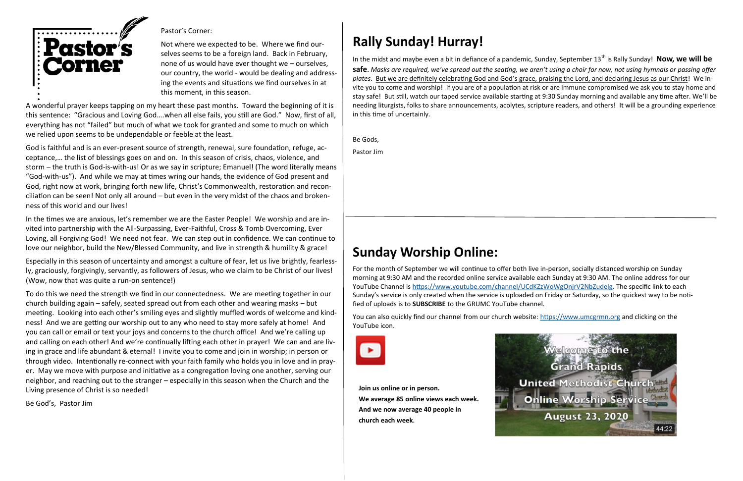# Pastor's Corner

Pastor's Corner:

Not where we expected to be. Where we find ourselves seems to be a foreign land. Back in February, none of us would have ever thought we – ourselves, our country, the world - would be dealing and addressing the events and situations we find ourselves in at this moment, in this season.

A wonderful prayer keeps tapping on my heart these past months. Toward the beginning of it is this sentence: "Gracious and Loving God….when all else fails, you still are God." Now, first of all, everything has not "failed" but much of what we took for granted and some to much on which we relied upon seems to be undependable or feeble at the least.

God is faithful and is an ever-present source of strength, renewal, sure foundation, refuge, acceptance,… the list of blessings goes on and on. In this season of crisis, chaos, violence, and storm – the truth is God-is-with-us! Or as we say in scripture; Emanuel! (The word literally means "God-with-us"). And while we may at times wring our hands, the evidence of God present and God, right now at work, bringing forth new life, Christ's Commonwealth, restoration and reconciliation can be seen! Not only all around – but even in the very midst of the chaos and brokenness of this world and our lives!

In the times we are anxious, let's remember we are the Easter People! We worship and are invited into partnership with the All-Surpassing, Ever-Faithful, Cross & Tomb Overcoming, Ever Loving, all Forgiving God! We need not fear. We can step out in confidence. We can continue to love our neighbor, build the New/Blessed Community, and live in strength & humility & grace!

Especially in this season of uncertainty and amongst a culture of fear, let us live brightly, fearlessly, graciously, forgivingly, servantly, as followers of Jesus, who we claim to be Christ of our lives! (Wow, now that was quite a run-on sentence!)

To do this we need the strength we find in our connectedness. We are meeting together in our church building again – safely, seated spread out from each other and wearing masks – but meeting. Looking into each other's smiling eyes and slightly muffled words of welcome and kindness! And we are getting our worship out to any who need to stay more safely at home! And you can call or email or text your joys and concerns to the church office! And we're calling up and calling on each other! And we're continually lifting each other in prayer! We can and are living in grace and life abundant & eternal! I invite you to come and join in worship; in person or through video. Intentionally re-connect with your faith family who holds you in love and in prayer. May we move with purpose and initiative as a congregation loving one another, serving our neighbor, and reaching out to the stranger – especially in this season when the Church and the Living presence of Christ is so needed!

Be God's, Pastor Jim

# Rally Sunday! Hurray!

In the midst and maybe even a bit in defiance of a pandemic, Sunday, September 13th is Rally Sunday! **Now, we will be safe.** *Masks are required, we've spread out the seating, we aren't using a choir for now, not using hymnals or passing offer plates*. But we are definitely celebrating God and God's grace, praising the Lord, and declaring Jesus as our Christ! We invite you to come and worship! If you are of a population at risk or are immune compromised we ask you to stay home and stay safe! But still, watch our taped service available starting at 9:30 Sunday morning and available any time after. We'll be needing liturgists, folks to share announcements, acolytes, scripture readers, and others! It will be a grounding experience in this time of uncertainly.

Be Gods,

Pastor Jim

# Sunday Worship Online:

For the month of September we will continue to offer both live in-person, socially distanced worship on Sunday morning at 9:30 AM and the recorded online service available each Sunday at 9:30 AM. The online address for our YouTube Channel is https://www.youtube.com/channel/UCdKZzWoWgOnjrV2NbZudelg. The specific link to each Sunday's service is only created when the service is uploaded on Friday or Saturday, so the quickest way to be notified of uploads is to **SUBSCRIBE** to the GRUMC YouTube channel.

You can also quickly find our channel from our church website: https://www.umcgrmn.org and clicking on the YouTube icon.

**Join us online or in person.**
**We average 85 online views each week.**
**And we now average 40 people in church each week.**

Welcome to the Grand Rapids United Methodist Church Online Worship Service August 23, 2020

44:22